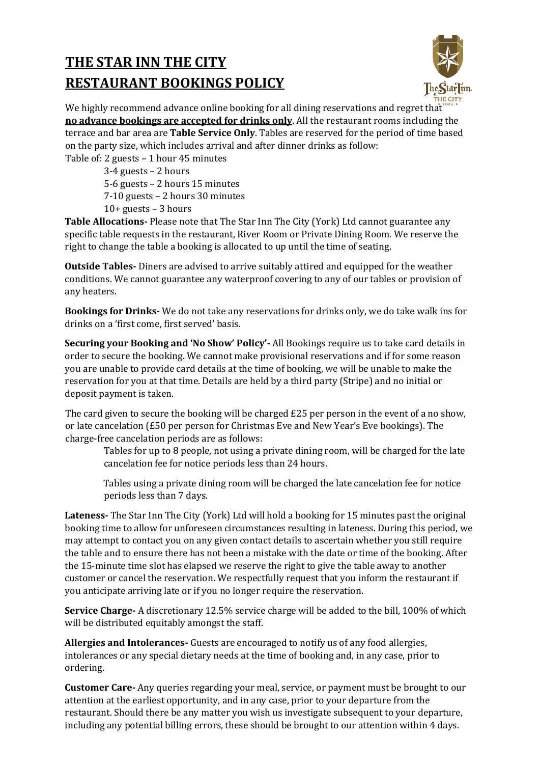# THE STAR INN THE CITY
# RESTAURANT BOOKINGS POLICY

We highly recommend advance online booking for all dining reservations and regret that **no advance bookings are accepted for drinks only**. All the restaurant rooms including the terrace and bar area are **Table Service Only**. Tables are reserved for the period of time based on the party size, which includes arrival and after dinner drinks as follow:

Table of: 2 guests – 1 hour 45 minutes

- 3-4 guests – 2 hours
- 5-6 guests – 2 hours 15 minutes
- 7-10 guests – 2 hours 30 minutes
- 10+ guests – 3 hours

**Table Allocations-** Please note that The Star Inn The City (York) Ltd cannot guarantee any specific table requests in the restaurant, River Room or Private Dining Room. We reserve the right to change the table a booking is allocated to up until the time of seating.

**Outside Tables-** Diners are advised to arrive suitably attired and equipped for the weather conditions. We cannot guarantee any waterproof covering to any of our tables or provision of any heaters.

**Bookings for Drinks-** We do not take any reservations for drinks only, we do take walk ins for drinks on a 'first come, first served' basis.

**Securing your Booking and 'No Show' Policy'-** All Bookings require us to take card details in order to secure the booking. We cannot make provisional reservations and if for some reason you are unable to provide card details at the time of booking, we will be unable to make the reservation for you at that time. Details are held by a third party (Stripe) and no initial or deposit payment is taken.

The card given to secure the booking will be charged £25 per person in the event of a no show, or late cancelation (£50 per person for Christmas Eve and New Year's Eve bookings). The charge-free cancelation periods are as follows:

> Tables for up to 8 people, not using a private dining room, will be charged for the late cancelation fee for notice periods less than 24 hours.
>
> Tables using a private dining room will be charged the late cancelation fee for notice periods less than 7 days.

**Lateness-** The Star Inn The City (York) Ltd will hold a booking for 15 minutes past the original booking time to allow for unforeseen circumstances resulting in lateness. During this period, we may attempt to contact you on any given contact details to ascertain whether you still require the table and to ensure there has not been a mistake with the date or time of the booking. After the 15-minute time slot has elapsed we reserve the right to give the table away to another customer or cancel the reservation. We respectfully request that you inform the restaurant if you anticipate arriving late or if you no longer require the reservation.

**Service Charge-** A discretionary 12.5% service charge will be added to the bill, 100% of which will be distributed equitably amongst the staff.

**Allergies and Intolerances-** Guests are encouraged to notify us of any food allergies, intolerances or any special dietary needs at the time of booking and, in any case, prior to ordering.

**Customer Care-** Any queries regarding your meal, service, or payment must be brought to our attention at the earliest opportunity, and in any case, prior to your departure from the restaurant. Should there be any matter you wish us investigate subsequent to your departure, including any potential billing errors, these should be brought to our attention within 4 days.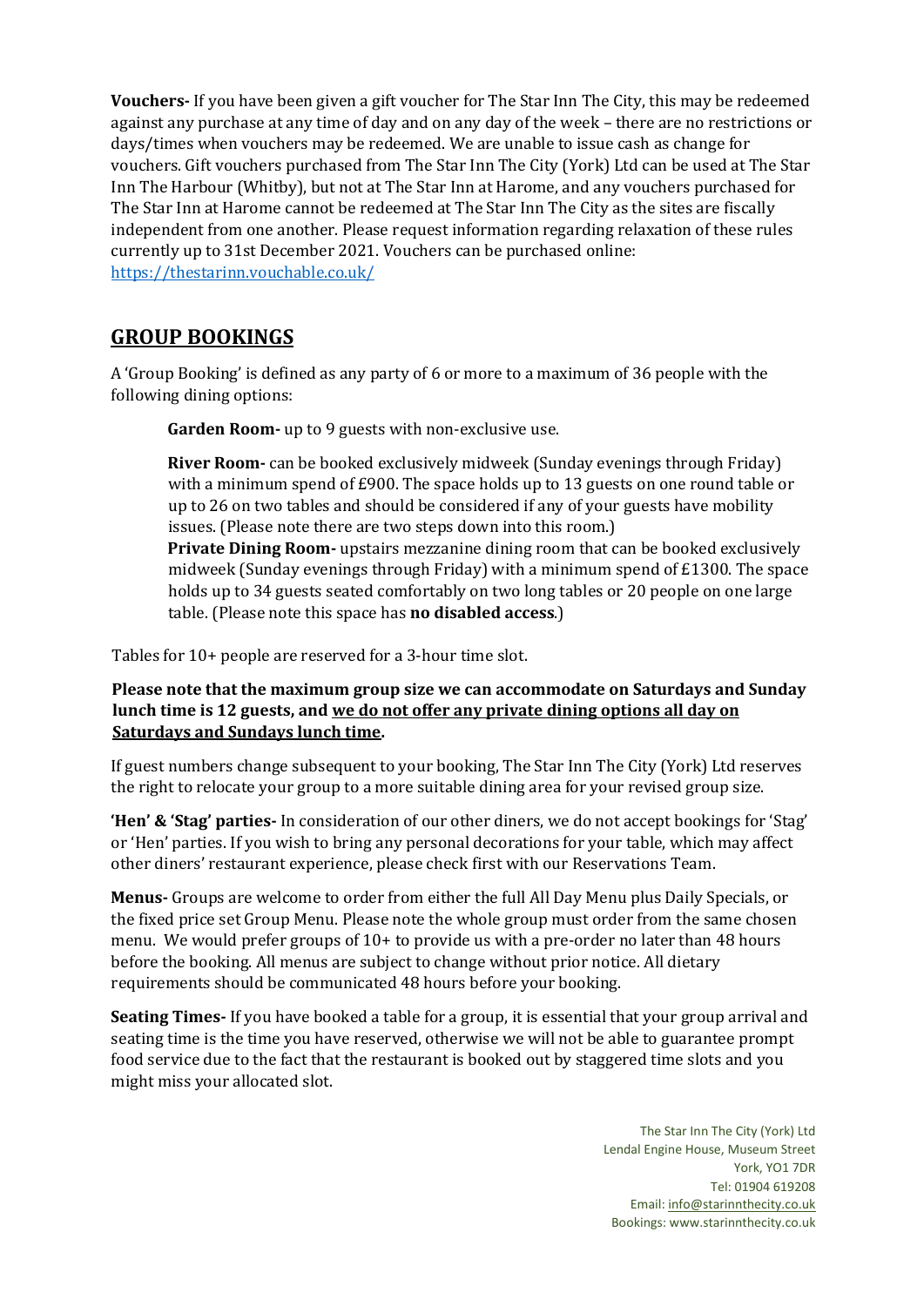**Vouchers-** If you have been given a gift voucher for The Star Inn The City, this may be redeemed against any purchase at any time of day and on any day of the week – there are no restrictions or days/times when vouchers may be redeemed. We are unable to issue cash as change for vouchers. Gift vouchers purchased from The Star Inn The City (York) Ltd can be used at The Star Inn The Harbour (Whitby), but not at The Star Inn at Harome, and any vouchers purchased for The Star Inn at Harome cannot be redeemed at The Star Inn The City as the sites are fiscally independent from one another. Please request information regarding relaxation of these rules currently up to 31st December 2021. Vouchers can be purchased online: https://thestarinn.vouchable.co.uk/

## GROUP BOOKINGS

A 'Group Booking' is defined as any party of 6 or more to a maximum of 36 people with the following dining options:

**Garden Room-** up to 9 guests with non-exclusive use.

**River Room-** can be booked exclusively midweek (Sunday evenings through Friday) with a minimum spend of £900. The space holds up to 13 guests on one round table or up to 26 on two tables and should be considered if any of your guests have mobility issues. (Please note there are two steps down into this room.)

**Private Dining Room-** upstairs mezzanine dining room that can be booked exclusively midweek (Sunday evenings through Friday) with a minimum spend of £1300. The space holds up to 34 guests seated comfortably on two long tables or 20 people on one large table. (Please note this space has **no disabled access**.)

Tables for 10+ people are reserved for a 3-hour time slot.

**Please note that the maximum group size we can accommodate on Saturdays and Sunday lunch time is 12 guests, and we do not offer any private dining options all day on Saturdays and Sundays lunch time.**

If guest numbers change subsequent to your booking, The Star Inn The City (York) Ltd reserves the right to relocate your group to a more suitable dining area for your revised group size.

**'Hen' & 'Stag' parties-** In consideration of our other diners, we do not accept bookings for 'Stag' or 'Hen' parties. If you wish to bring any personal decorations for your table, which may affect other diners' restaurant experience, please check first with our Reservations Team.

**Menus-** Groups are welcome to order from either the full All Day Menu plus Daily Specials, or the fixed price set Group Menu. Please note the whole group must order from the same chosen menu. We would prefer groups of 10+ to provide us with a pre-order no later than 48 hours before the booking. All menus are subject to change without prior notice. All dietary requirements should be communicated 48 hours before your booking.

**Seating Times-** If you have booked a table for a group, it is essential that your group arrival and seating time is the time you have reserved, otherwise we will not be able to guarantee prompt food service due to the fact that the restaurant is booked out by staggered time slots and you might miss your allocated slot.

The Star Inn The City (York) Ltd
Lendal Engine House, Museum Street
York, YO1 7DR
Tel: 01904 619208
Email: info@starinnthecity.co.uk
Bookings: www.starinnthecity.co.uk